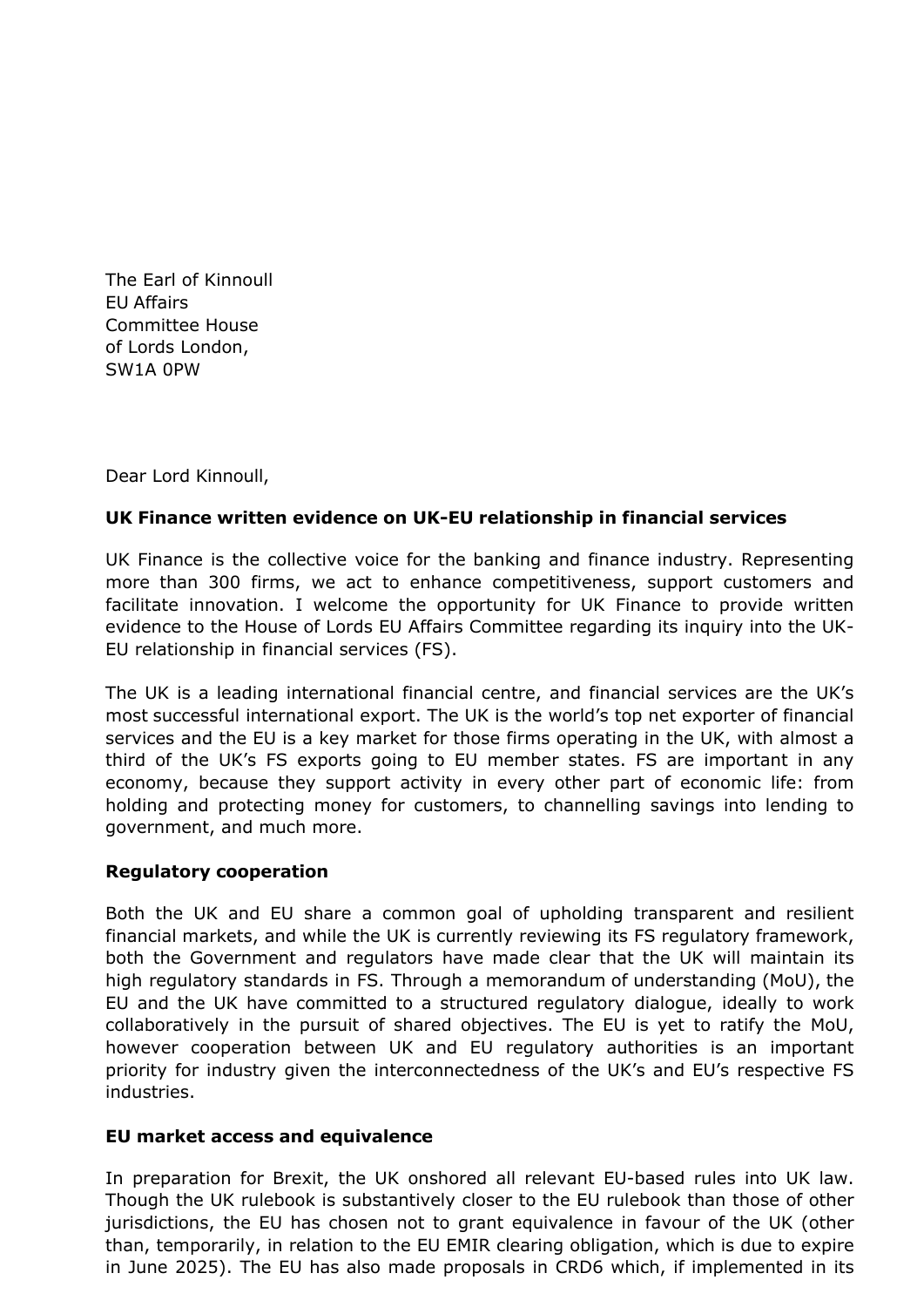The Earl of Kinnoull
EU Affairs
Committee House
of Lords London,
SW1A 0PW

Dear Lord Kinnoull,

**UK Finance written evidence on UK-EU relationship in financial services**

UK Finance is the collective voice for the banking and finance industry. Representing more than 300 firms, we act to enhance competitiveness, support customers and facilitate innovation. I welcome the opportunity for UK Finance to provide written evidence to the House of Lords EU Affairs Committee regarding its inquiry into the UK-EU relationship in financial services (FS).

The UK is a leading international financial centre, and financial services are the UK's most successful international export. The UK is the world's top net exporter of financial services and the EU is a key market for those firms operating in the UK, with almost a third of the UK's FS exports going to EU member states. FS are important in any economy, because they support activity in every other part of economic life: from holding and protecting money for customers, to channelling savings into lending to government, and much more.

**Regulatory cooperation**

Both the UK and EU share a common goal of upholding transparent and resilient financial markets, and while the UK is currently reviewing its FS regulatory framework, both the Government and regulators have made clear that the UK will maintain its high regulatory standards in FS. Through a memorandum of understanding (MoU), the EU and the UK have committed to a structured regulatory dialogue, ideally to work collaboratively in the pursuit of shared objectives. The EU is yet to ratify the MoU, however cooperation between UK and EU regulatory authorities is an important priority for industry given the interconnectedness of the UK's and EU's respective FS industries.

**EU market access and equivalence**

In preparation for Brexit, the UK onshored all relevant EU-based rules into UK law. Though the UK rulebook is substantively closer to the EU rulebook than those of other jurisdictions, the EU has chosen not to grant equivalence in favour of the UK (other than, temporarily, in relation to the EU EMIR clearing obligation, which is due to expire in June 2025). The EU has also made proposals in CRD6 which, if implemented in its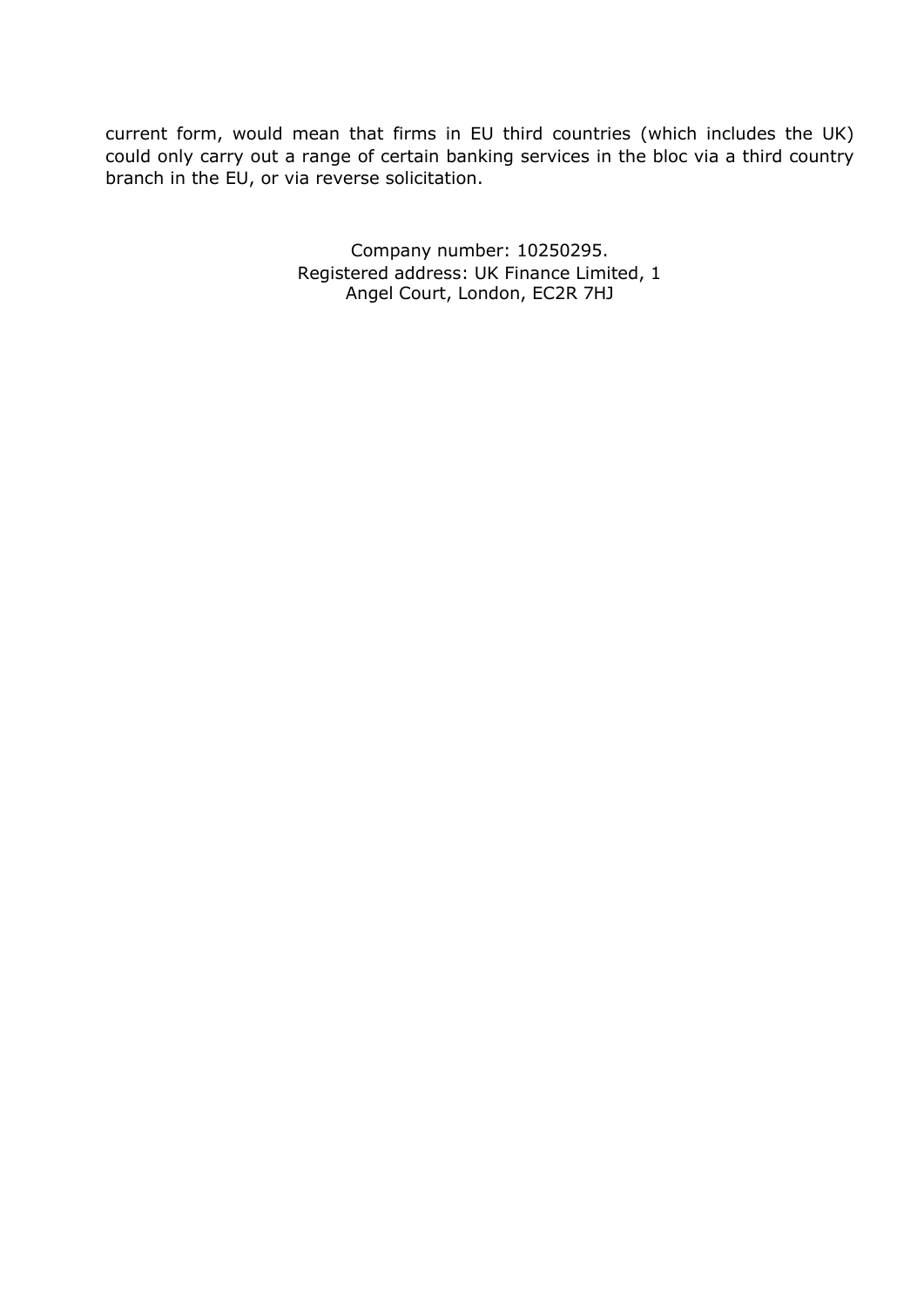current form, would mean that firms in EU third countries (which includes the UK) could only carry out a range of certain banking services in the bloc via a third country branch in the EU, or via reverse solicitation.

Company number: 10250295.
Registered address: UK Finance Limited, 1 Angel Court, London, EC2R 7HJ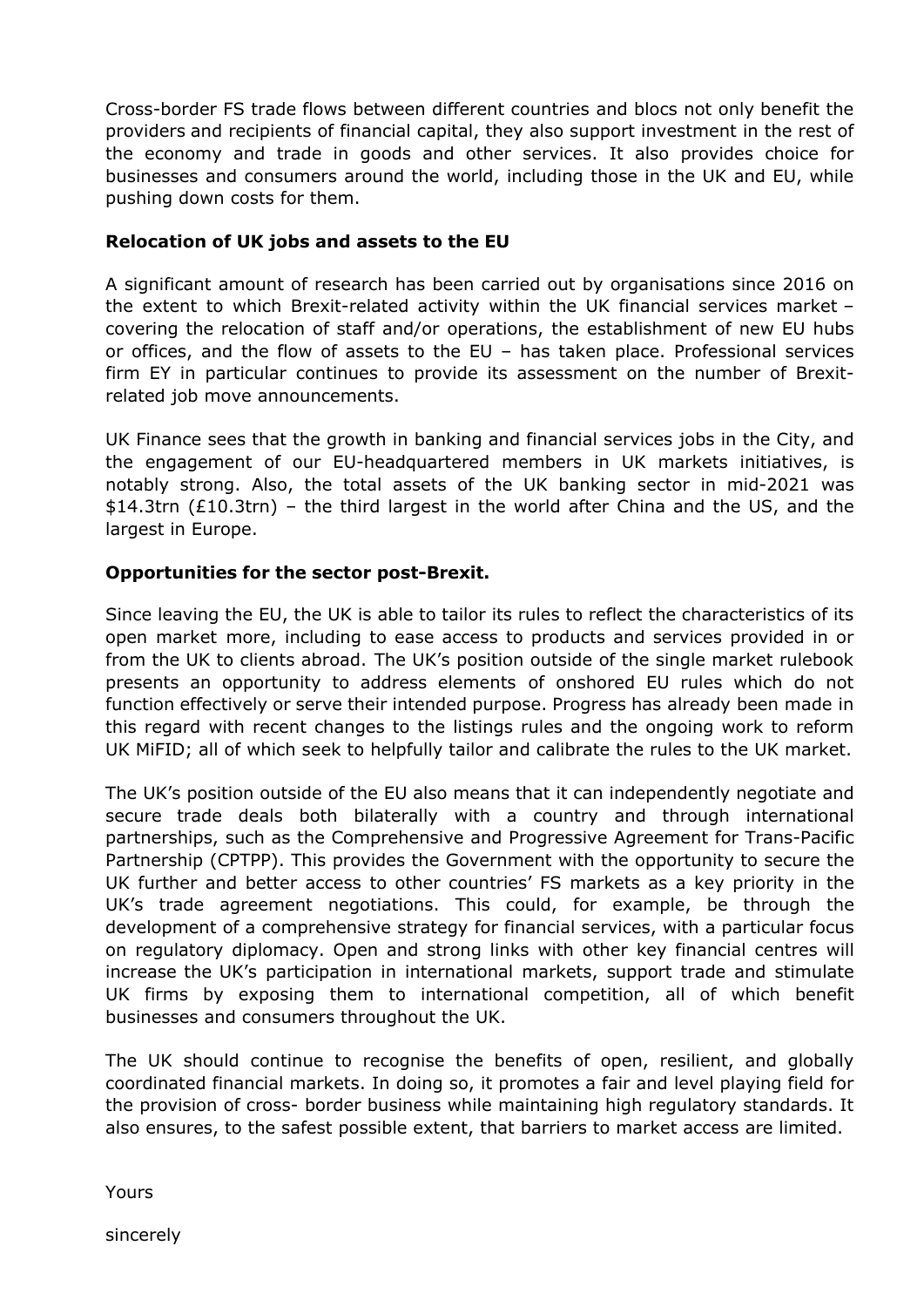Cross-border FS trade flows between different countries and blocs not only benefit the providers and recipients of financial capital, they also support investment in the rest of the economy and trade in goods and other services. It also provides choice for businesses and consumers around the world, including those in the UK and EU, while pushing down costs for them.

**Relocation of UK jobs and assets to the EU**

A significant amount of research has been carried out by organisations since 2016 on the extent to which Brexit-related activity within the UK financial services market – covering the relocation of staff and/or operations, the establishment of new EU hubs or offices, and the flow of assets to the EU – has taken place. Professional services firm EY in particular continues to provide its assessment on the number of Brexit-related job move announcements.

UK Finance sees that the growth in banking and financial services jobs in the City, and the engagement of our EU-headquartered members in UK markets initiatives, is notably strong. Also, the total assets of the UK banking sector in mid-2021 was $14.3trn (£10.3trn) – the third largest in the world after China and the US, and the largest in Europe.

**Opportunities for the sector post-Brexit.**

Since leaving the EU, the UK is able to tailor its rules to reflect the characteristics of its open market more, including to ease access to products and services provided in or from the UK to clients abroad. The UK's position outside of the single market rulebook presents an opportunity to address elements of onshored EU rules which do not function effectively or serve their intended purpose. Progress has already been made in this regard with recent changes to the listings rules and the ongoing work to reform UK MiFID; all of which seek to helpfully tailor and calibrate the rules to the UK market.

The UK's position outside of the EU also means that it can independently negotiate and secure trade deals both bilaterally with a country and through international partnerships, such as the Comprehensive and Progressive Agreement for Trans-Pacific Partnership (CPTPP). This provides the Government with the opportunity to secure the UK further and better access to other countries' FS markets as a key priority in the UK's trade agreement negotiations. This could, for example, be through the development of a comprehensive strategy for financial services, with a particular focus on regulatory diplomacy. Open and strong links with other key financial centres will increase the UK's participation in international markets, support trade and stimulate UK firms by exposing them to international competition, all of which benefit businesses and consumers throughout the UK.

The UK should continue to recognise the benefits of open, resilient, and globally coordinated financial markets. In doing so, it promotes a fair and level playing field for the provision of cross- border business while maintaining high regulatory standards. It also ensures, to the safest possible extent, that barriers to market access are limited.

Yours

sincerely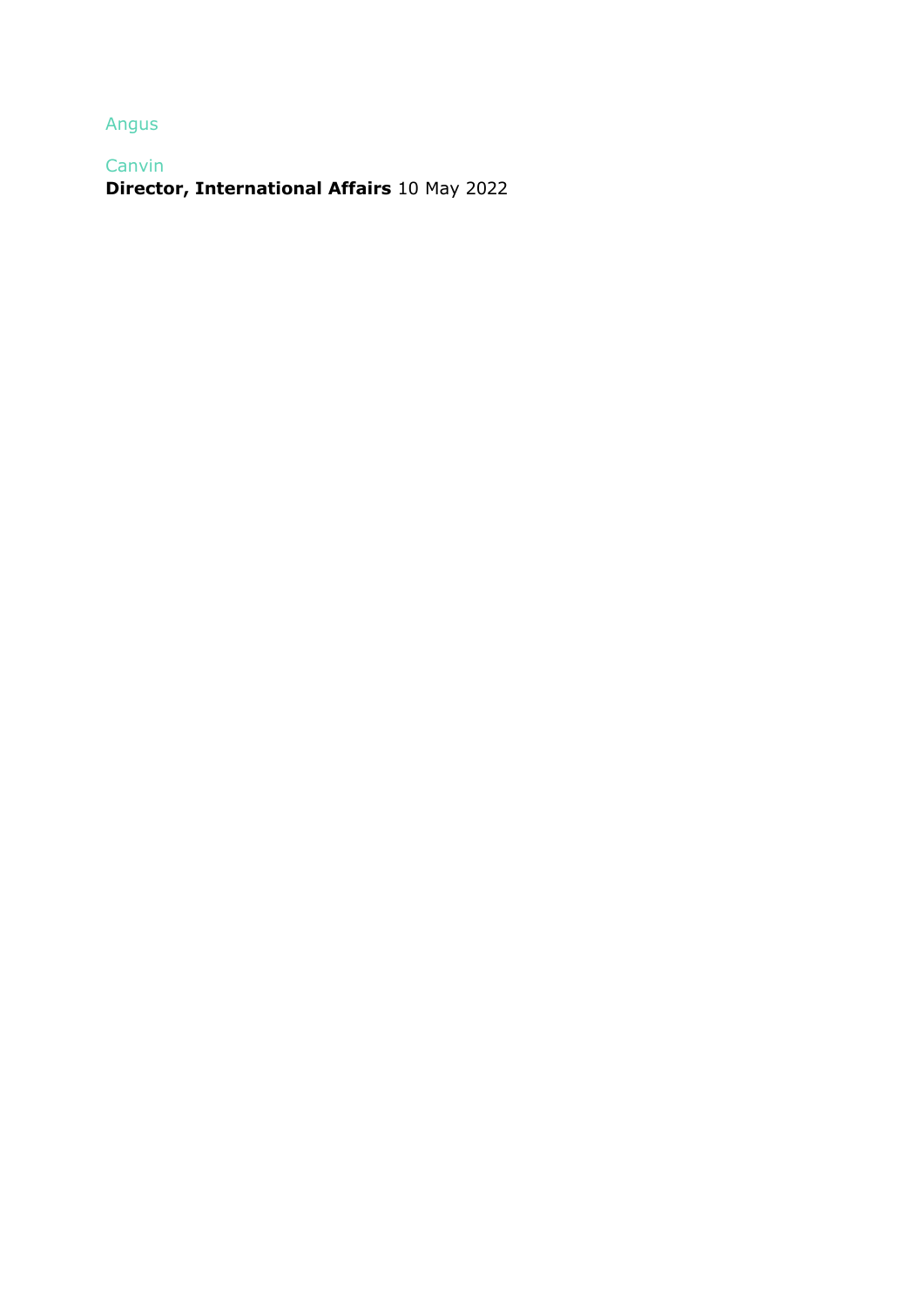Angus

Canvin
**Director, International Affairs** 10 May 2022